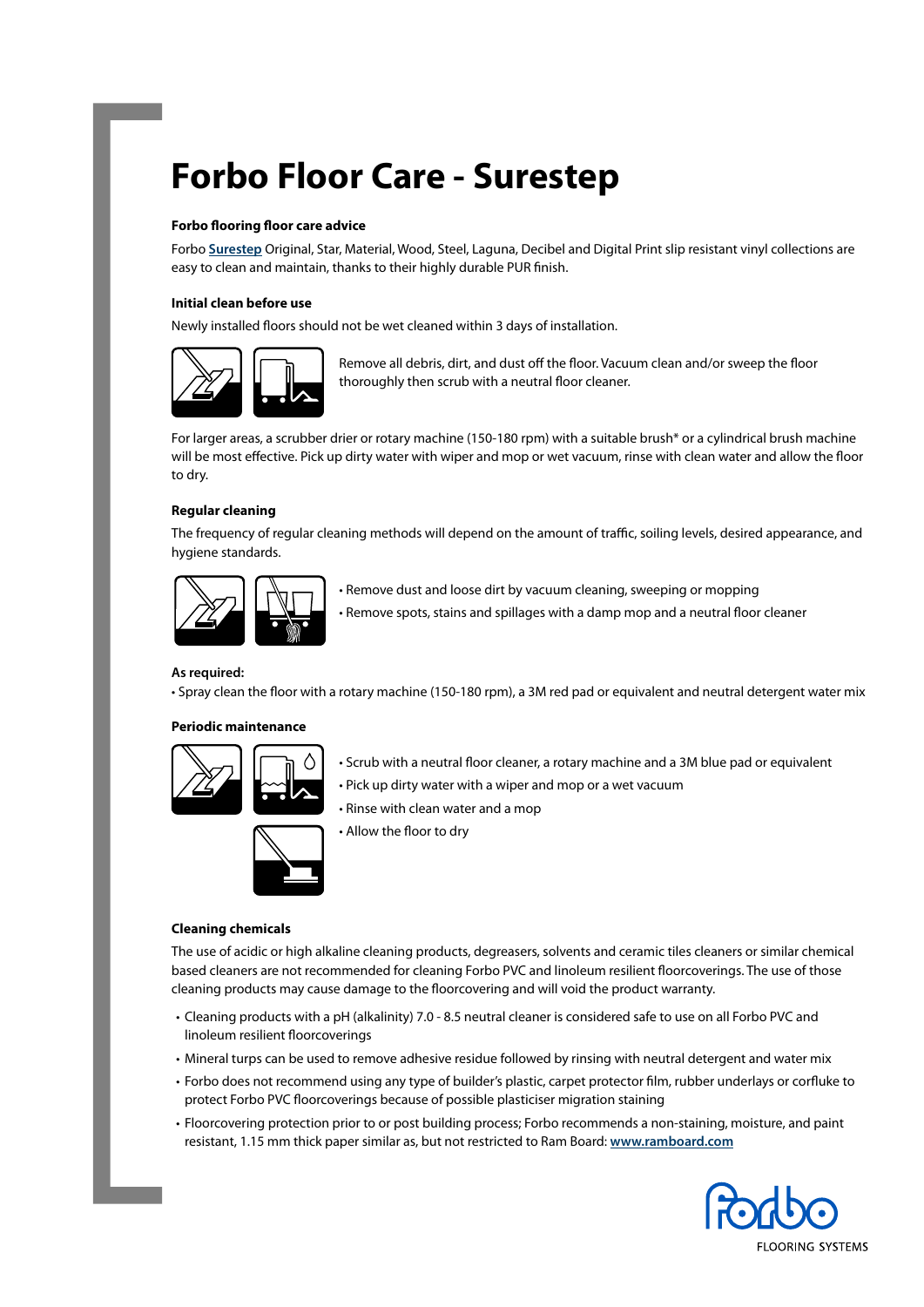# Forbo Floor Care - Surestep

### Forbo flooring floor care advice

Forbo **Surestep** Original, Star, Material, Wood, Steel, Laguna, Decibel and Digital Print slip resistant vinyl collections are easy to clean and maintain, thanks to their highly durable PUR finish.

### Initial clean before use

Newly installed floors should not be wet cleaned within 3 days of installation.

Remove all debris, dirt, and dust off the floor. Vacuum clean and/or sweep the floor thoroughly then scrub with a neutral floor cleaner.

For larger areas, a scrubber drier or rotary machine (150-180 rpm) with a suitable brush* or a cylindrical brush machine will be most effective. Pick up dirty water with wiper and mop or wet vacuum, rinse with clean water and allow the floor to dry.

### Regular cleaning

The frequency of regular cleaning methods will depend on the amount of traffic, soiling levels, desired appearance, and hygiene standards.

- Remove dust and loose dirt by vacuum cleaning, sweeping or mopping
- Remove spots, stains and spillages with a damp mop and a neutral floor cleaner

**As required:**

- Spray clean the floor with a rotary machine (150-180 rpm), a 3M red pad or equivalent and neutral detergent water mix

### Periodic maintenance

- Scrub with a neutral floor cleaner, a rotary machine and a 3M blue pad or equivalent
- Pick up dirty water with a wiper and mop or a wet vacuum
- Rinse with clean water and a mop
- Allow the floor to dry

### Cleaning chemicals

The use of acidic or high alkaline cleaning products, degreasers, solvents and ceramic tiles cleaners or similar chemical based cleaners are not recommended for cleaning Forbo PVC and linoleum resilient floorcoverings. The use of those cleaning products may cause damage to the floorcovering and will void the product warranty.

- Cleaning products with a pH (alkalinity) 7.0 - 8.5 neutral cleaner is considered safe to use on all Forbo PVC and linoleum resilient floorcoverings
- Mineral turps can be used to remove adhesive residue followed by rinsing with neutral detergent and water mix
- Forbo does not recommend using any type of builder's plastic, carpet protector film, rubber underlays or corfluke to protect Forbo PVC floorcoverings because of possible plasticiser migration staining
- Floorcovering protection prior to or post building process; Forbo recommends a non-staining, moisture, and paint resistant, 1.15 mm thick paper similar as, but not restricted to Ram Board: **www.ramboard.com**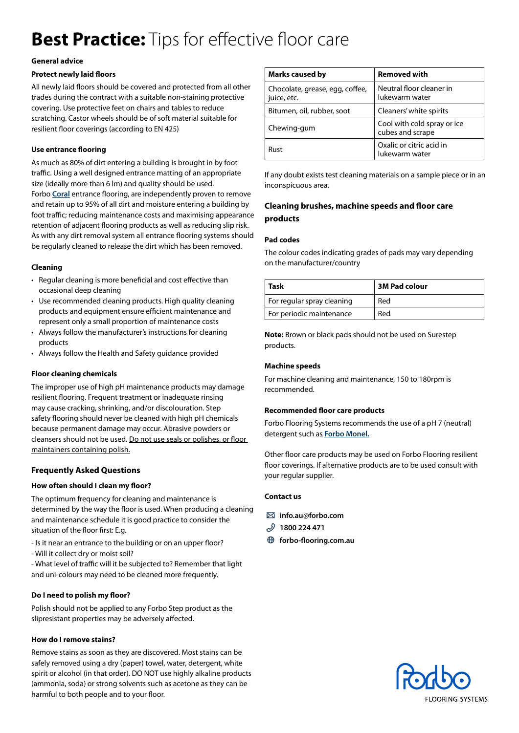# **Best Practice:** Tips for effective floor care

**General advice**

### Protect newly laid floors

All newly laid floors should be covered and protected from all other trades during the contract with a suitable non-staining protective covering. Use protective feet on chairs and tables to reduce scratching. Castor wheels should be of soft material suitable for resilient floor coverings (according to EN 425)

### Use entrance flooring

As much as 80% of dirt entering a building is brought in by foot traffic. Using a well designed entrance matting of an appropriate size (ideally more than 6 lm) and quality should be used. Forbo **Coral** entrance flooring, are independently proven to remove and retain up to 95% of all dirt and moisture entering a building by foot traffic; reducing maintenance costs and maximising appearance retention of adjacent flooring products as well as reducing slip risk. As with any dirt removal system all entrance flooring systems should be regularly cleaned to release the dirt which has been removed.

### Cleaning

- Regular cleaning is more beneficial and cost effective than occasional deep cleaning
- Use recommended cleaning products. High quality cleaning products and equipment ensure efficient maintenance and represent only a small proportion of maintenance costs
- Always follow the manufacturer's instructions for cleaning products
- Always follow the Health and Safety guidance provided

### Floor cleaning chemicals

The improper use of high pH maintenance products may damage resilient flooring. Frequent treatment or inadequate rinsing may cause cracking, shrinking, and/or discolouration. Step safety flooring should never be cleaned with high pH chemicals because permanent damage may occur. Abrasive powders or cleansers should not be used. <u>Do not use seals or polishes, or floor maintainers containing polish.</u>

## Frequently Asked Questions

### How often should I clean my floor?

The optimum frequency for cleaning and maintenance is determined by the way the floor is used. When producing a cleaning and maintenance schedule it is good practice to consider the situation of the floor first: E.g.

- Is it near an entrance to the building or on an upper floor?
- Will it collect dry or moist soil?
- What level of traffic will it be subjected to? Remember that light and uni-colours may need to be cleaned more frequently.

### Do I need to polish my floor?

Polish should not be applied to any Forbo Step product as the slipresistant properties may be adversely affected.

### How do I remove stains?

Remove stains as soon as they are discovered. Most stains can be safely removed using a dry (paper) towel, water, detergent, white spirit or alcohol (in that order). DO NOT use highly alkaline products (ammonia, soda) or strong solvents such as acetone as they can be harmful to both people and to your floor.

| Marks caused by | Removed with |
|---|---|
| Chocolate, grease, egg, coffee, juice, etc. | Neutral floor cleaner in lukewarm water |
| Bitumen, oil, rubber, soot | Cleaners' white spirits |
| Chewing-gum | Cool with cold spray or ice cubes and scrape |
| Rust | Oxalic or citric acid in lukewarm water |

If any doubt exists test cleaning materials on a sample piece or in an inconspicuous area.

## Cleaning brushes, machine speeds and floor care products

### Pad codes

The colour codes indicating grades of pads may vary depending on the manufacturer/country

| Task | 3M Pad colour |
|---|---|
| For regular spray cleaning | Red |
| For periodic maintenance | Red |

**Note:** Brown or black pads should not be used on Surestep products.

### Machine speeds

For machine cleaning and maintenance, 150 to 180rpm is recommended.

### Recommended floor care products

Forbo Flooring Systems recommends the use of a pH 7 (neutral) detergent such as **Forbo Monel.**

Other floor care products may be used on Forbo Flooring resilient floor coverings. If alternative products are to be used consult with your regular supplier.

### Contact us

- **info.au@forbo.com**
- **1800 224 471**
- **forbo-flooring.com.au**

forbo FLOORING SYSTEMS